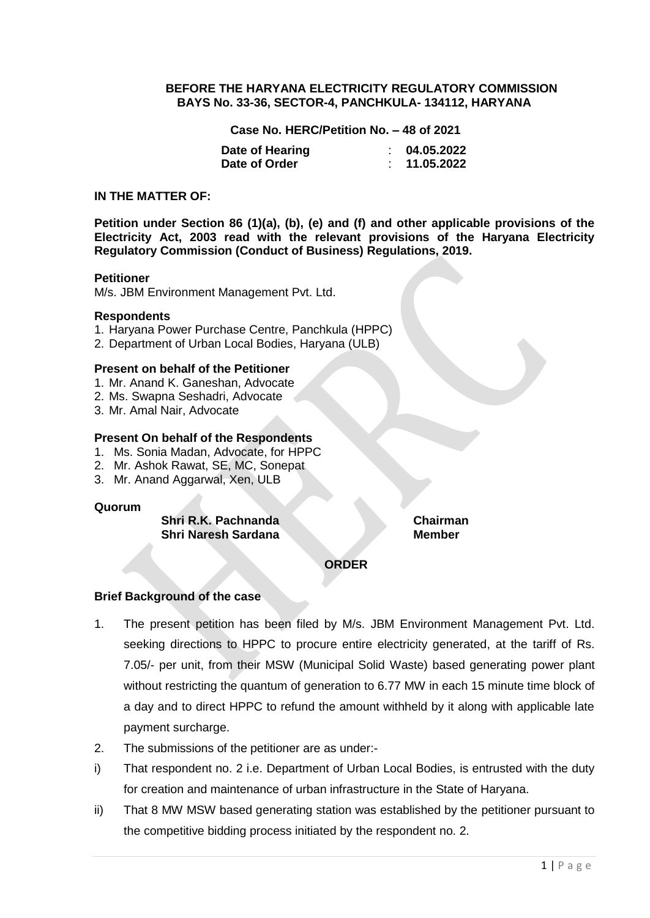**BEFORE THE HARYANA ELECTRICITY REGULATORY COMMISSION**
**BAYS No. 33-36, SECTOR-4, PANCHKULA- 134112, HARYANA**

**Case No. HERC/Petition No. – 48 of 2021**

| | | |
|---|---|---|
| **Date of Hearing** | : | **04.05.2022** |
| **Date of Order** | : | **11.05.2022** |

**IN THE MATTER OF:**

**Petition under Section 86 (1)(a), (b), (e) and (f) and other applicable provisions of the Electricity Act, 2003 read with the relevant provisions of the Haryana Electricity Regulatory Commission (Conduct of Business) Regulations, 2019.**

**Petitioner**

M/s. JBM Environment Management Pvt. Ltd.

**Respondents**

1. Haryana Power Purchase Centre, Panchkula (HPPC)
2. Department of Urban Local Bodies, Haryana (ULB)

**Present on behalf of the Petitioner**

1. Mr. Anand K. Ganeshan, Advocate
2. Ms. Swapna Seshadri, Advocate
3. Mr. Amal Nair, Advocate

**Present On behalf of the Respondents**

1. Ms. Sonia Madan, Advocate, for HPPC
2. Mr. Ashok Rawat, SE, MC, Sonepat
3. Mr. Anand Aggarwal, Xen, ULB

**Quorum**

| | |
|---|---|
| **Shri R.K. Pachnanda** | **Chairman** |
| **Shri Naresh Sardana** | **Member** |

**ORDER**

**Brief Background of the case**

1. The present petition has been filed by M/s. JBM Environment Management Pvt. Ltd. seeking directions to HPPC to procure entire electricity generated, at the tariff of Rs. 7.05/- per unit, from their MSW (Municipal Solid Waste) based generating power plant without restricting the quantum of generation to 6.77 MW in each 15 minute time block of a day and to direct HPPC to refund the amount withheld by it along with applicable late payment surcharge.

2. The submissions of the petitioner are as under:-

i) That respondent no. 2 i.e. Department of Urban Local Bodies, is entrusted with the duty for creation and maintenance of urban infrastructure in the State of Haryana.

ii) That 8 MW MSW based generating station was established by the petitioner pursuant to the competitive bidding process initiated by the respondent no. 2.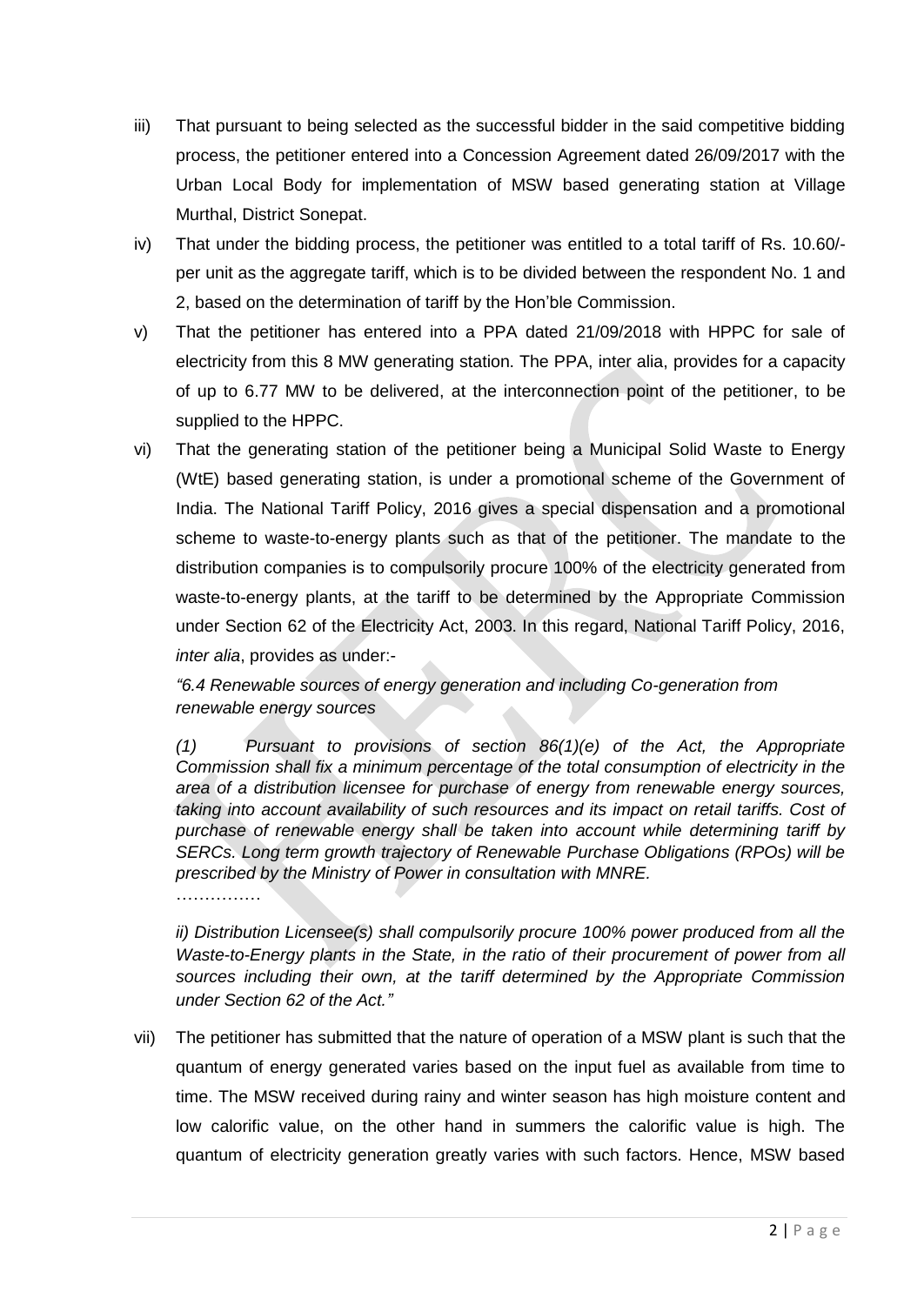iii) That pursuant to being selected as the successful bidder in the said competitive bidding process, the petitioner entered into a Concession Agreement dated 26/09/2017 with the Urban Local Body for implementation of MSW based generating station at Village Murthal, District Sonepat.

iv) That under the bidding process, the petitioner was entitled to a total tariff of Rs. 10.60/- per unit as the aggregate tariff, which is to be divided between the respondent No. 1 and 2, based on the determination of tariff by the Hon'ble Commission.

v) That the petitioner has entered into a PPA dated 21/09/2018 with HPPC for sale of electricity from this 8 MW generating station. The PPA, inter alia, provides for a capacity of up to 6.77 MW to be delivered, at the interconnection point of the petitioner, to be supplied to the HPPC.

vi) That the generating station of the petitioner being a Municipal Solid Waste to Energy (WtE) based generating station, is under a promotional scheme of the Government of India. The National Tariff Policy, 2016 gives a special dispensation and a promotional scheme to waste-to-energy plants such as that of the petitioner. The mandate to the distribution companies is to compulsorily procure 100% of the electricity generated from waste-to-energy plants, at the tariff to be determined by the Appropriate Commission under Section 62 of the Electricity Act, 2003. In this regard, National Tariff Policy, 2016, *inter alia*, provides as under:-

*"6.4 Renewable sources of energy generation and including Co-generation from renewable energy sources*

*(1) Pursuant to provisions of section 86(1)(e) of the Act, the Appropriate Commission shall fix a minimum percentage of the total consumption of electricity in the area of a distribution licensee for purchase of energy from renewable energy sources, taking into account availability of such resources and its impact on retail tariffs. Cost of purchase of renewable energy shall be taken into account while determining tariff by SERCs. Long term growth trajectory of Renewable Purchase Obligations (RPOs) will be prescribed by the Ministry of Power in consultation with MNRE.*

……………

*ii) Distribution Licensee(s) shall compulsorily procure 100% power produced from all the Waste-to-Energy plants in the State, in the ratio of their procurement of power from all sources including their own, at the tariff determined by the Appropriate Commission under Section 62 of the Act."*

vii) The petitioner has submitted that the nature of operation of a MSW plant is such that the quantum of energy generated varies based on the input fuel as available from time to time. The MSW received during rainy and winter season has high moisture content and low calorific value, on the other hand in summers the calorific value is high. The quantum of electricity generation greatly varies with such factors. Hence, MSW based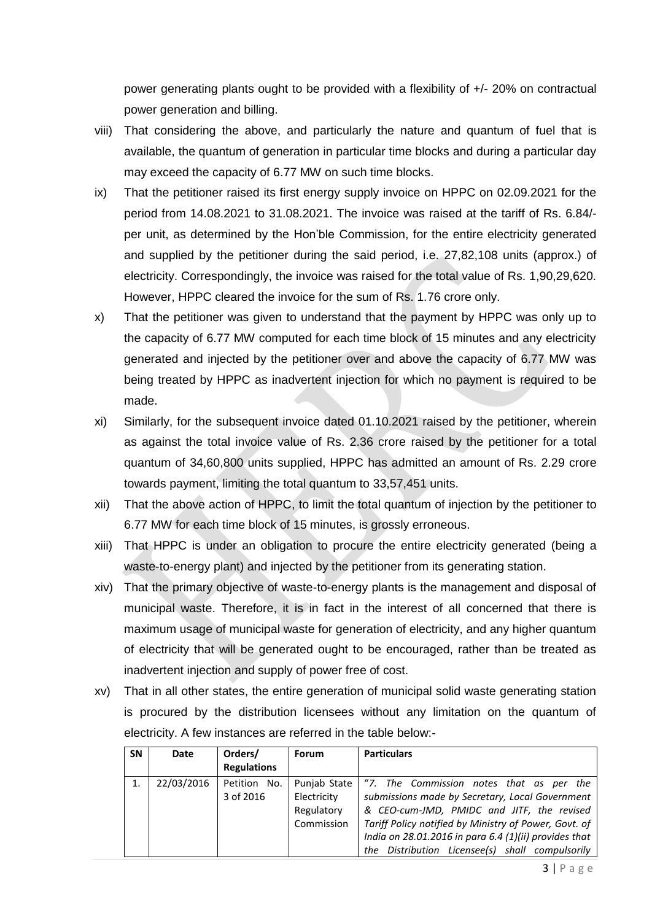power generating plants ought to be provided with a flexibility of +/- 20% on contractual power generation and billing.

viii) That considering the above, and particularly the nature and quantum of fuel that is available, the quantum of generation in particular time blocks and during a particular day may exceed the capacity of 6.77 MW on such time blocks.

ix) That the petitioner raised its first energy supply invoice on HPPC on 02.09.2021 for the period from 14.08.2021 to 31.08.2021. The invoice was raised at the tariff of Rs. 6.84/- per unit, as determined by the Hon'ble Commission, for the entire electricity generated and supplied by the petitioner during the said period, i.e. 27,82,108 units (approx.) of electricity. Correspondingly, the invoice was raised for the total value of Rs. 1,90,29,620. However, HPPC cleared the invoice for the sum of Rs. 1.76 crore only.

x) That the petitioner was given to understand that the payment by HPPC was only up to the capacity of 6.77 MW computed for each time block of 15 minutes and any electricity generated and injected by the petitioner over and above the capacity of 6.77 MW was being treated by HPPC as inadvertent injection for which no payment is required to be made.

xi) Similarly, for the subsequent invoice dated 01.10.2021 raised by the petitioner, wherein as against the total invoice value of Rs. 2.36 crore raised by the petitioner for a total quantum of 34,60,800 units supplied, HPPC has admitted an amount of Rs. 2.29 crore towards payment, limiting the total quantum to 33,57,451 units.

xii) That the above action of HPPC, to limit the total quantum of injection by the petitioner to 6.77 MW for each time block of 15 minutes, is grossly erroneous.

xiii) That HPPC is under an obligation to procure the entire electricity generated (being a waste-to-energy plant) and injected by the petitioner from its generating station.

xiv) That the primary objective of waste-to-energy plants is the management and disposal of municipal waste. Therefore, it is in fact in the interest of all concerned that there is maximum usage of municipal waste for generation of electricity, and any higher quantum of electricity that will be generated ought to be encouraged, rather than be treated as inadvertent injection and supply of power free of cost.

xv) That in all other states, the entire generation of municipal solid waste generating station is procured by the distribution licensees without any limitation on the quantum of electricity. A few instances are referred in the table below:-

| SN | Date | Orders/ Regulations | Forum | Particulars |
|---|---|---|---|---|
| 1. | 22/03/2016 | Petition No. 3 of 2016 | Punjab State Electricity Regulatory Commission | *"7. The Commission notes that as per the submissions made by Secretary, Local Government & CEO-cum-JMD, PMIDC and JITF, the revised Tariff Policy notified by Ministry of Power, Govt. of India on 28.01.2016 in para 6.4 (1)(ii) provides that the Distribution Licensee(s) shall compulsorily* |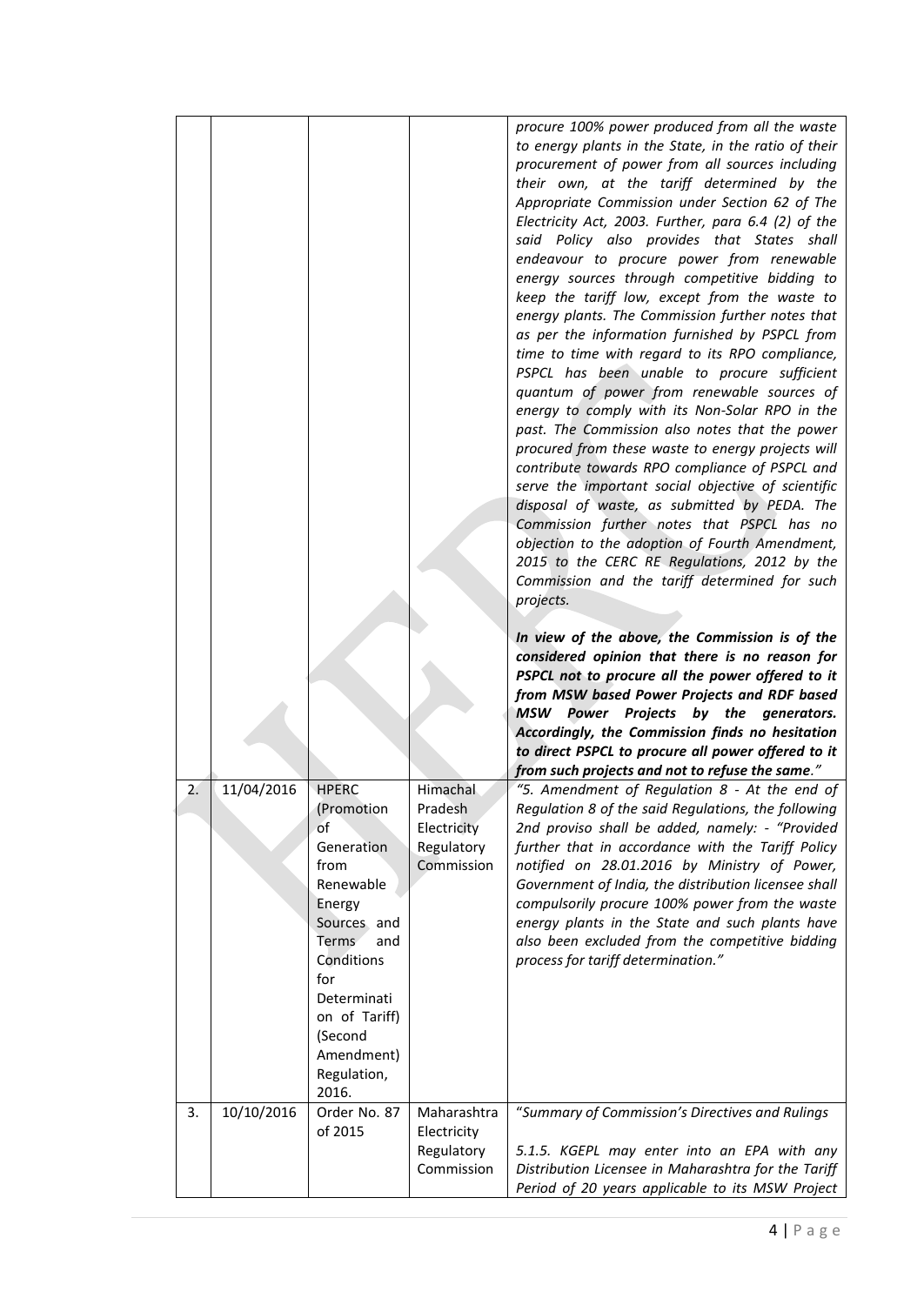| | | | | |
|---|---|---|---|---|
| | | | | *procure 100% power produced from all the waste to energy plants in the State, in the ratio of their procurement of power from all sources including their own, at the tariff determined by the Appropriate Commission under Section 62 of The Electricity Act, 2003. Further, para 6.4 (2) of the said Policy also provides that States shall endeavour to procure power from renewable energy sources through competitive bidding to keep the tariff low, except from the waste to energy plants. The Commission further notes that as per the information furnished by PSPCL from time to time with regard to its RPO compliance, PSPCL has been unable to procure sufficient quantum of power from renewable sources of energy to comply with its Non-Solar RPO in the past. The Commission also notes that the power procured from these waste to energy projects will contribute towards RPO compliance of PSPCL and serve the important social objective of scientific disposal of waste, as submitted by PEDA. The Commission further notes that PSPCL has no objection to the adoption of Fourth Amendment, 2015 to the CERC RE Regulations, 2012 by the Commission and the tariff determined for such projects.*<br><br>***In view of the above, the Commission is of the considered opinion that there is no reason for PSPCL not to procure all the power offered to it from MSW based Power Projects and RDF based MSW Power Projects by the generators. Accordingly, the Commission finds no hesitation to direct PSPCL to procure all power offered to it from such projects and not to refuse the same.****"* |
| 2. | 11/04/2016 | HPERC (Promotion of Generation from Renewable Energy Sources and Terms and Conditions for Determination of Tariff) (Second Amendment) Regulation, 2016. | Himachal Pradesh Electricity Regulatory Commission | *"5. Amendment of Regulation 8 - At the end of Regulation 8 of the said Regulations, the following 2nd proviso shall be added, namely: - "Provided further that in accordance with the Tariff Policy notified on 28.01.2016 by Ministry of Power, Government of India, the distribution licensee shall compulsorily procure 100% power from the waste energy plants in the State and such plants have also been excluded from the competitive bidding process for tariff determination."* |
| 3. | 10/10/2016 | Order No. 87 of 2015 | Maharashtra Electricity Regulatory Commission | "*Summary of Commission's Directives and Rulings*<br><br>*5.1.5. KGEPL may enter into an EPA with any Distribution Licensee in Maharashtra for the Tariff Period of 20 years applicable to its MSW Project* |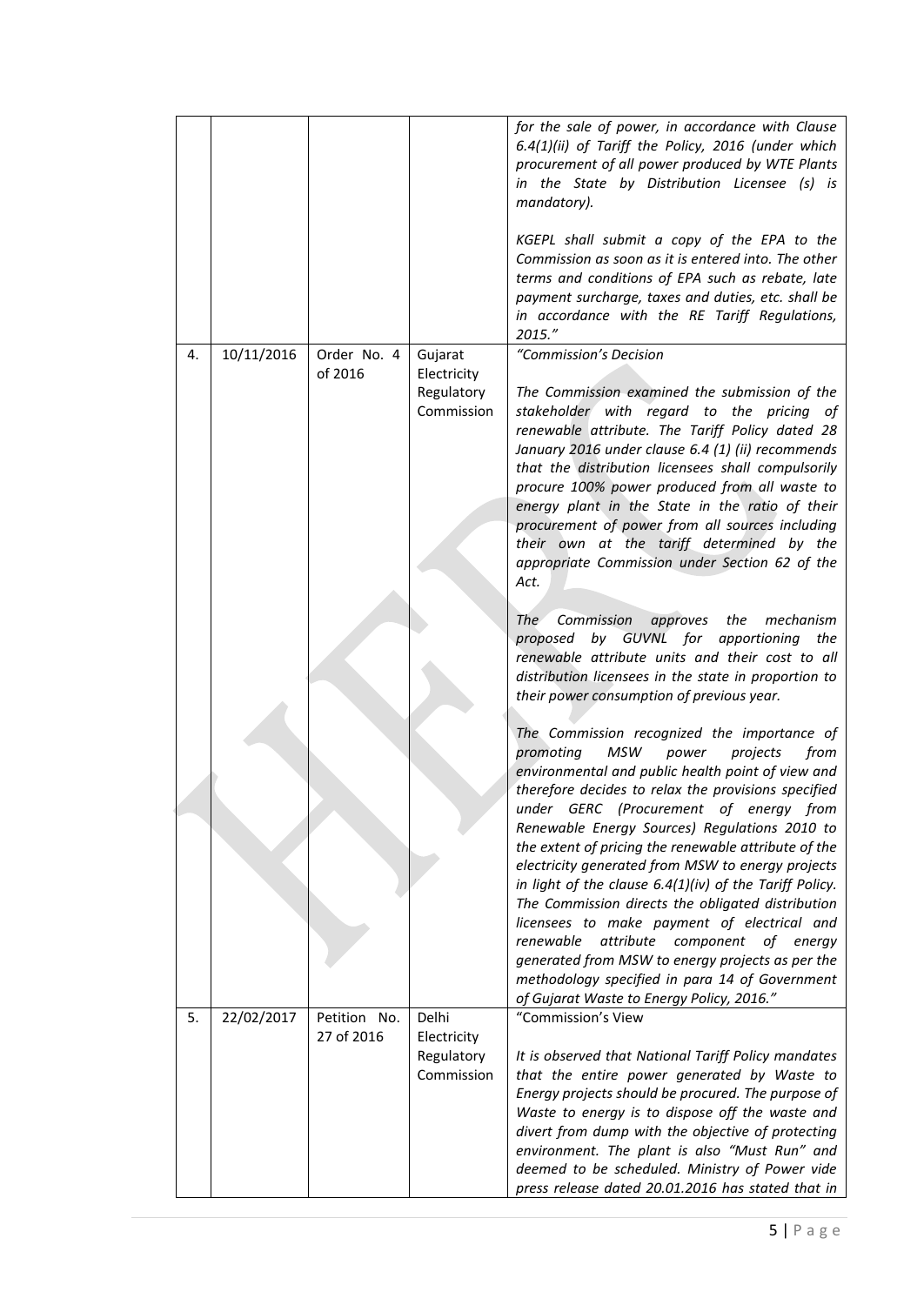| | | | | |
|---|---|---|---|---|
| | | | | *for the sale of power, in accordance with Clause 6.4(1)(ii) of Tariff the Policy, 2016 (under which procurement of all power produced by WTE Plants in the State by Distribution Licensee (s) is mandatory).*<br><br>*KGEPL shall submit a copy of the EPA to the Commission as soon as it is entered into. The other terms and conditions of EPA such as rebate, late payment surcharge, taxes and duties, etc. shall be in accordance with the RE Tariff Regulations, 2015."* |
| 4. | 10/11/2016 | Order No. 4 of 2016 | Gujarat Electricity Regulatory Commission | *"Commission's Decision*<br><br>*The Commission examined the submission of the stakeholder with regard to the pricing of renewable attribute. The Tariff Policy dated 28 January 2016 under clause 6.4 (1) (ii) recommends that the distribution licensees shall compulsorily procure 100% power produced from all waste to energy plant in the State in the ratio of their procurement of power from all sources including their own at the tariff determined by the appropriate Commission under Section 62 of the Act.*<br><br>*The Commission approves the mechanism proposed by GUVNL for apportioning the renewable attribute units and their cost to all distribution licensees in the state in proportion to their power consumption of previous year.*<br><br>*The Commission recognized the importance of promoting MSW power projects from environmental and public health point of view and therefore decides to relax the provisions specified under GERC (Procurement of energy from Renewable Energy Sources) Regulations 2010 to the extent of pricing the renewable attribute of the electricity generated from MSW to energy projects in light of the clause 6.4(1)(iv) of the Tariff Policy. The Commission directs the obligated distribution licensees to make payment of electrical and renewable attribute component of energy generated from MSW to energy projects as per the methodology specified in para 14 of Government of Gujarat Waste to Energy Policy, 2016."* |
| 5. | 22/02/2017 | Petition No. 27 of 2016 | Delhi Electricity Regulatory Commission | "Commission's View<br><br>*It is observed that National Tariff Policy mandates that the entire power generated by Waste to Energy projects should be procured. The purpose of Waste to energy is to dispose off the waste and divert from dump with the objective of protecting environment. The plant is also "Must Run" and deemed to be scheduled. Ministry of Power vide press release dated 20.01.2016 has stated that in* |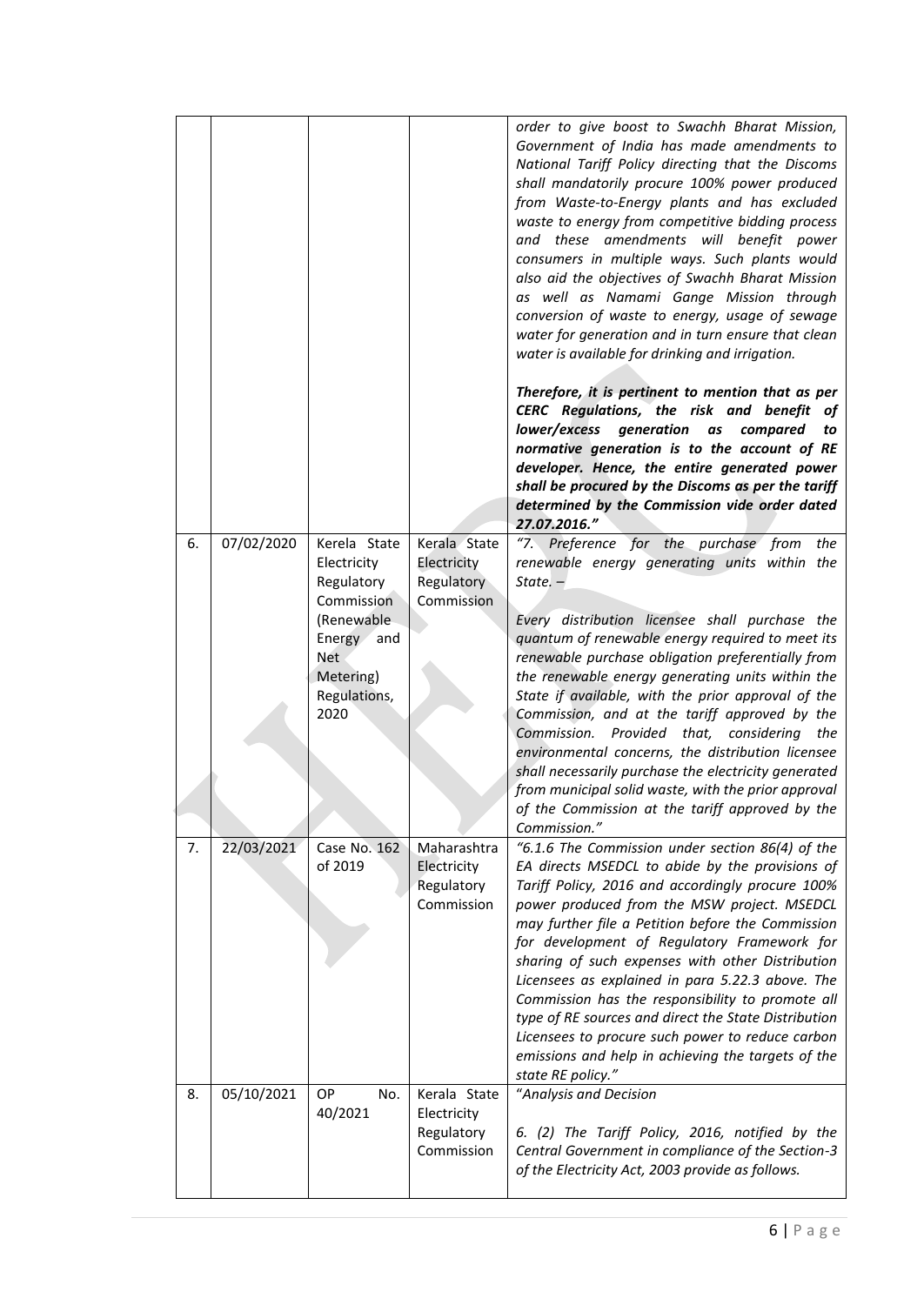| | | | | |
|---|---|---|---|---|
| | | | | *order to give boost to Swachh Bharat Mission, Government of India has made amendments to National Tariff Policy directing that the Discoms shall mandatorily procure 100% power produced from Waste-to-Energy plants and has excluded waste to energy from competitive bidding process and these amendments will benefit power consumers in multiple ways. Such plants would also aid the objectives of Swachh Bharat Mission as well as Namami Gange Mission through conversion of waste to energy, usage of sewage water for generation and in turn ensure that clean water is available for drinking and irrigation.*<br><br>***Therefore, it is pertinent to mention that as per CERC Regulations, the risk and benefit of lower/excess generation as compared to normative generation is to the account of RE developer. Hence, the entire generated power shall be procured by the Discoms as per the tariff determined by the Commission vide order dated 27.07.2016."*** |
| 6. | 07/02/2020 | Kerela State Electricity Regulatory Commission (Renewable Energy and Net Metering) Regulations, 2020 | Kerala State Electricity Regulatory Commission | *"7. Preference for the purchase from the renewable energy generating units within the State. –*<br><br>*Every distribution licensee shall purchase the quantum of renewable energy required to meet its renewable purchase obligation preferentially from the renewable energy generating units within the State if available, with the prior approval of the Commission, and at the tariff approved by the Commission. Provided that, considering the environmental concerns, the distribution licensee shall necessarily purchase the electricity generated from municipal solid waste, with the prior approval of the Commission at the tariff approved by the Commission."* |
| 7. | 22/03/2021 | Case No. 162 of 2019 | Maharashtra Electricity Regulatory Commission | *"6.1.6 The Commission under section 86(4) of the EA directs MSEDCL to abide by the provisions of Tariff Policy, 2016 and accordingly procure 100% power produced from the MSW project. MSEDCL may further file a Petition before the Commission for development of Regulatory Framework for sharing of such expenses with other Distribution Licensees as explained in para 5.22.3 above. The Commission has the responsibility to promote all type of RE sources and direct the State Distribution Licensees to procure such power to reduce carbon emissions and help in achieving the targets of the state RE policy."* |
| 8. | 05/10/2021 | OP No. 40/2021 | Kerala State Electricity Regulatory Commission | *"Analysis and Decision*<br><br>*6. (2) The Tariff Policy, 2016, notified by the Central Government in compliance of the Section-3 of the Electricity Act, 2003 provide as follows.* |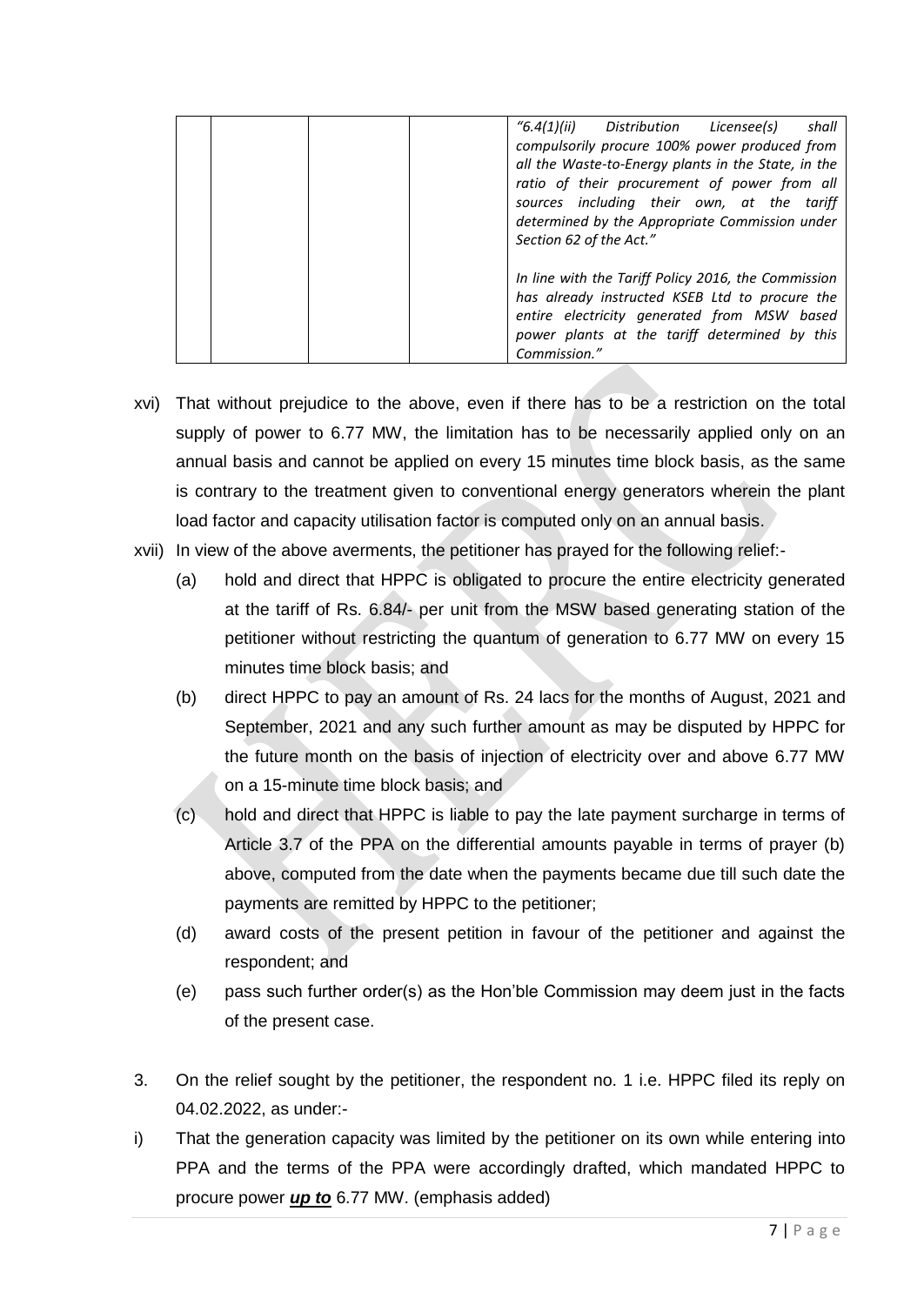| | | | | *"6.4(1)(ii) Distribution Licensee(s) shall compulsorily procure 100% power produced from all the Waste-to-Energy plants in the State, in the ratio of their procurement of power from all sources including their own, at the tariff determined by the Appropriate Commission under Section 62 of the Act."* <br><br> *In line with the Tariff Policy 2016, the Commission has already instructed KSEB Ltd to procure the entire electricity generated from MSW based power plants at the tariff determined by this Commission."* |
|---|---|---|---|---|

xvi) That without prejudice to the above, even if there has to be a restriction on the total supply of power to 6.77 MW, the limitation has to be necessarily applied only on an annual basis and cannot be applied on every 15 minutes time block basis, as the same is contrary to the treatment given to conventional energy generators wherein the plant load factor and capacity utilisation factor is computed only on an annual basis.

xvii) In view of the above averments, the petitioner has prayed for the following relief:-

(a) hold and direct that HPPC is obligated to procure the entire electricity generated at the tariff of Rs. 6.84/- per unit from the MSW based generating station of the petitioner without restricting the quantum of generation to 6.77 MW on every 15 minutes time block basis; and

(b) direct HPPC to pay an amount of Rs. 24 lacs for the months of August, 2021 and September, 2021 and any such further amount as may be disputed by HPPC for the future month on the basis of injection of electricity over and above 6.77 MW on a 15-minute time block basis; and

(c) hold and direct that HPPC is liable to pay the late payment surcharge in terms of Article 3.7 of the PPA on the differential amounts payable in terms of prayer (b) above, computed from the date when the payments became due till such date the payments are remitted by HPPC to the petitioner;

(d) award costs of the present petition in favour of the petitioner and against the respondent; and

(e) pass such further order(s) as the Hon'ble Commission may deem just in the facts of the present case.

3. On the relief sought by the petitioner, the respondent no. 1 i.e. HPPC filed its reply on 04.02.2022, as under:-

i) That the generation capacity was limited by the petitioner on its own while entering into PPA and the terms of the PPA were accordingly drafted, which mandated HPPC to procure power ***up to*** 6.77 MW. (emphasis added)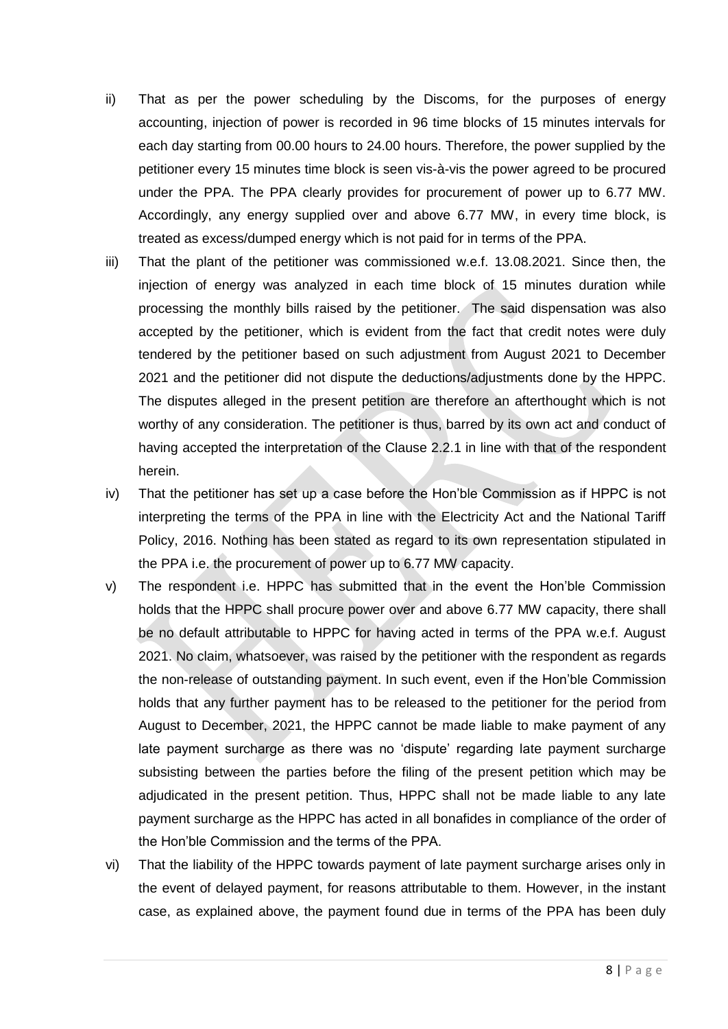ii) That as per the power scheduling by the Discoms, for the purposes of energy accounting, injection of power is recorded in 96 time blocks of 15 minutes intervals for each day starting from 00.00 hours to 24.00 hours. Therefore, the power supplied by the petitioner every 15 minutes time block is seen vis-à-vis the power agreed to be procured under the PPA. The PPA clearly provides for procurement of power up to 6.77 MW. Accordingly, any energy supplied over and above 6.77 MW, in every time block, is treated as excess/dumped energy which is not paid for in terms of the PPA.

iii) That the plant of the petitioner was commissioned w.e.f. 13.08.2021. Since then, the injection of energy was analyzed in each time block of 15 minutes duration while processing the monthly bills raised by the petitioner. The said dispensation was also accepted by the petitioner, which is evident from the fact that credit notes were duly tendered by the petitioner based on such adjustment from August 2021 to December 2021 and the petitioner did not dispute the deductions/adjustments done by the HPPC. The disputes alleged in the present petition are therefore an afterthought which is not worthy of any consideration. The petitioner is thus, barred by its own act and conduct of having accepted the interpretation of the Clause 2.2.1 in line with that of the respondent herein.

iv) That the petitioner has set up a case before the Hon'ble Commission as if HPPC is not interpreting the terms of the PPA in line with the Electricity Act and the National Tariff Policy, 2016. Nothing has been stated as regard to its own representation stipulated in the PPA i.e. the procurement of power up to 6.77 MW capacity.

v) The respondent i.e. HPPC has submitted that in the event the Hon'ble Commission holds that the HPPC shall procure power over and above 6.77 MW capacity, there shall be no default attributable to HPPC for having acted in terms of the PPA w.e.f. August 2021. No claim, whatsoever, was raised by the petitioner with the respondent as regards the non-release of outstanding payment. In such event, even if the Hon'ble Commission holds that any further payment has to be released to the petitioner for the period from August to December, 2021, the HPPC cannot be made liable to make payment of any late payment surcharge as there was no 'dispute' regarding late payment surcharge subsisting between the parties before the filing of the present petition which may be adjudicated in the present petition. Thus, HPPC shall not be made liable to any late payment surcharge as the HPPC has acted in all bonafides in compliance of the order of the Hon'ble Commission and the terms of the PPA.

vi) That the liability of the HPPC towards payment of late payment surcharge arises only in the event of delayed payment, for reasons attributable to them. However, in the instant case, as explained above, the payment found due in terms of the PPA has been duly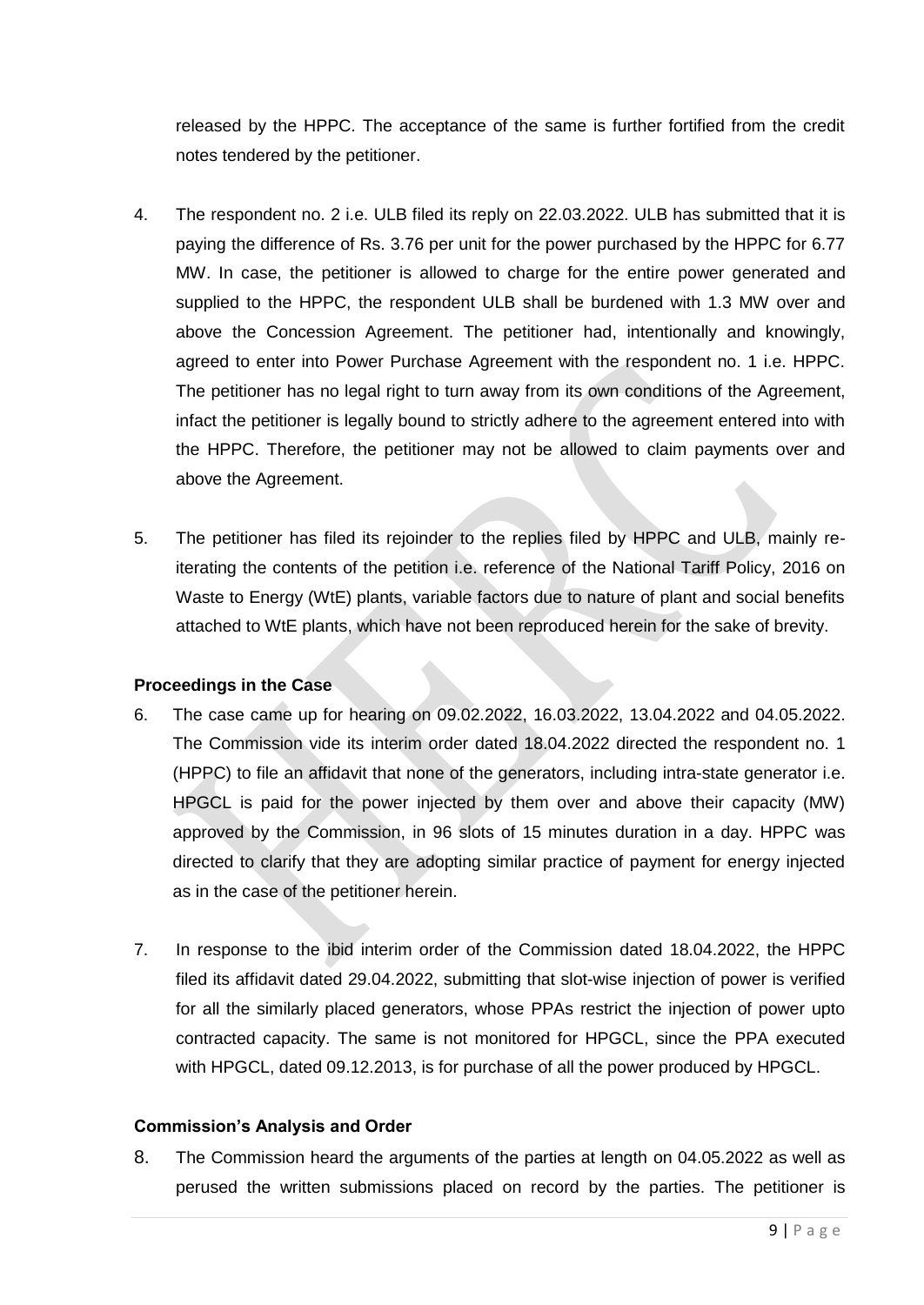released by the HPPC. The acceptance of the same is further fortified from the credit notes tendered by the petitioner.

4. The respondent no. 2 i.e. ULB filed its reply on 22.03.2022. ULB has submitted that it is paying the difference of Rs. 3.76 per unit for the power purchased by the HPPC for 6.77 MW. In case, the petitioner is allowed to charge for the entire power generated and supplied to the HPPC, the respondent ULB shall be burdened with 1.3 MW over and above the Concession Agreement. The petitioner had, intentionally and knowingly, agreed to enter into Power Purchase Agreement with the respondent no. 1 i.e. HPPC. The petitioner has no legal right to turn away from its own conditions of the Agreement, infact the petitioner is legally bound to strictly adhere to the agreement entered into with the HPPC. Therefore, the petitioner may not be allowed to claim payments over and above the Agreement.

5. The petitioner has filed its rejoinder to the replies filed by HPPC and ULB, mainly re-iterating the contents of the petition i.e. reference of the National Tariff Policy, 2016 on Waste to Energy (WtE) plants, variable factors due to nature of plant and social benefits attached to WtE plants, which have not been reproduced herein for the sake of brevity.

**Proceedings in the Case**

6. The case came up for hearing on 09.02.2022, 16.03.2022, 13.04.2022 and 04.05.2022. The Commission vide its interim order dated 18.04.2022 directed the respondent no. 1 (HPPC) to file an affidavit that none of the generators, including intra-state generator i.e. HPGCL is paid for the power injected by them over and above their capacity (MW) approved by the Commission, in 96 slots of 15 minutes duration in a day. HPPC was directed to clarify that they are adopting similar practice of payment for energy injected as in the case of the petitioner herein.

7. In response to the ibid interim order of the Commission dated 18.04.2022, the HPPC filed its affidavit dated 29.04.2022, submitting that slot-wise injection of power is verified for all the similarly placed generators, whose PPAs restrict the injection of power upto contracted capacity. The same is not monitored for HPGCL, since the PPA executed with HPGCL, dated 09.12.2013, is for purchase of all the power produced by HPGCL.

**Commission's Analysis and Order**

8. The Commission heard the arguments of the parties at length on 04.05.2022 as well as perused the written submissions placed on record by the parties. The petitioner is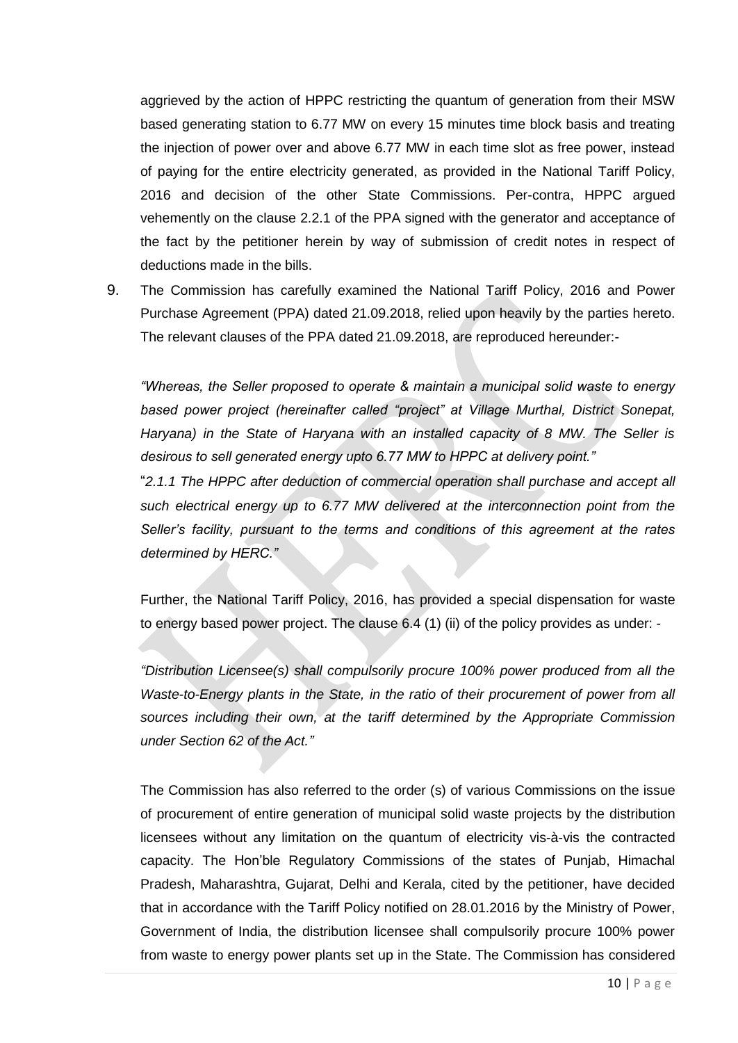aggrieved by the action of HPPC restricting the quantum of generation from their MSW based generating station to 6.77 MW on every 15 minutes time block basis and treating the injection of power over and above 6.77 MW in each time slot as free power, instead of paying for the entire electricity generated, as provided in the National Tariff Policy, 2016 and decision of the other State Commissions. Per-contra, HPPC argued vehemently on the clause 2.2.1 of the PPA signed with the generator and acceptance of the fact by the petitioner herein by way of submission of credit notes in respect of deductions made in the bills.

9. The Commission has carefully examined the National Tariff Policy, 2016 and Power Purchase Agreement (PPA) dated 21.09.2018, relied upon heavily by the parties hereto. The relevant clauses of the PPA dated 21.09.2018, are reproduced hereunder:-

   *"Whereas, the Seller proposed to operate & maintain a municipal solid waste to energy based power project (hereinafter called "project" at Village Murthal, District Sonepat, Haryana) in the State of Haryana with an installed capacity of 8 MW. The Seller is desirous to sell generated energy upto 6.77 MW to HPPC at delivery point."*

   "*2.1.1 The HPPC after deduction of commercial operation shall purchase and accept all such electrical energy up to 6.77 MW delivered at the interconnection point from the Seller's facility, pursuant to the terms and conditions of this agreement at the rates determined by HERC."*

   Further, the National Tariff Policy, 2016, has provided a special dispensation for waste to energy based power project. The clause 6.4 (1) (ii) of the policy provides as under: -

   *"Distribution Licensee(s) shall compulsorily procure 100% power produced from all the Waste-to-Energy plants in the State, in the ratio of their procurement of power from all sources including their own, at the tariff determined by the Appropriate Commission under Section 62 of the Act."*

   The Commission has also referred to the order (s) of various Commissions on the issue of procurement of entire generation of municipal solid waste projects by the distribution licensees without any limitation on the quantum of electricity vis-à-vis the contracted capacity. The Hon'ble Regulatory Commissions of the states of Punjab, Himachal Pradesh, Maharashtra, Gujarat, Delhi and Kerala, cited by the petitioner, have decided that in accordance with the Tariff Policy notified on 28.01.2016 by the Ministry of Power, Government of India, the distribution licensee shall compulsorily procure 100% power from waste to energy power plants set up in the State. The Commission has considered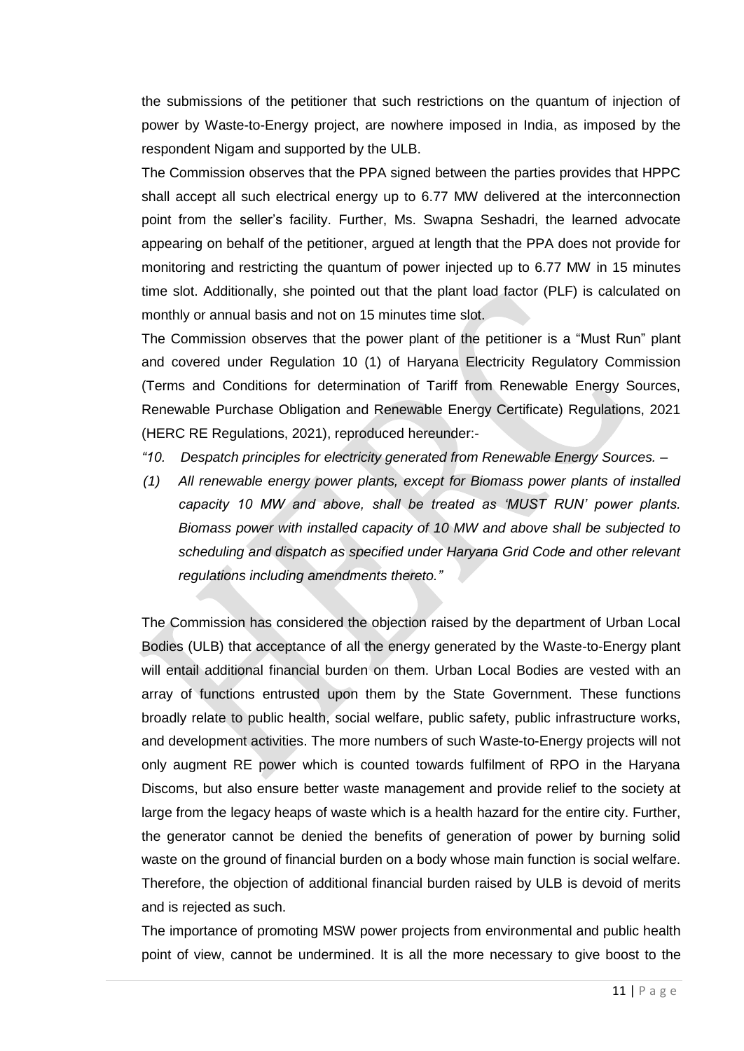the submissions of the petitioner that such restrictions on the quantum of injection of power by Waste-to-Energy project, are nowhere imposed in India, as imposed by the respondent Nigam and supported by the ULB.

The Commission observes that the PPA signed between the parties provides that HPPC shall accept all such electrical energy up to 6.77 MW delivered at the interconnection point from the seller's facility. Further, Ms. Swapna Seshadri, the learned advocate appearing on behalf of the petitioner, argued at length that the PPA does not provide for monitoring and restricting the quantum of power injected up to 6.77 MW in 15 minutes time slot. Additionally, she pointed out that the plant load factor (PLF) is calculated on monthly or annual basis and not on 15 minutes time slot.

The Commission observes that the power plant of the petitioner is a "Must Run" plant and covered under Regulation 10 (1) of Haryana Electricity Regulatory Commission (Terms and Conditions for determination of Tariff from Renewable Energy Sources, Renewable Purchase Obligation and Renewable Energy Certificate) Regulations, 2021 (HERC RE Regulations, 2021), reproduced hereunder:-

*"10. Despatch principles for electricity generated from Renewable Energy Sources. –*

*(1) All renewable energy power plants, except for Biomass power plants of installed capacity 10 MW and above, shall be treated as 'MUST RUN' power plants. Biomass power with installed capacity of 10 MW and above shall be subjected to scheduling and dispatch as specified under Haryana Grid Code and other relevant regulations including amendments thereto."*

The Commission has considered the objection raised by the department of Urban Local Bodies (ULB) that acceptance of all the energy generated by the Waste-to-Energy plant will entail additional financial burden on them. Urban Local Bodies are vested with an array of functions entrusted upon them by the State Government. These functions broadly relate to public health, social welfare, public safety, public infrastructure works, and development activities. The more numbers of such Waste-to-Energy projects will not only augment RE power which is counted towards fulfilment of RPO in the Haryana Discoms, but also ensure better waste management and provide relief to the society at large from the legacy heaps of waste which is a health hazard for the entire city. Further, the generator cannot be denied the benefits of generation of power by burning solid waste on the ground of financial burden on a body whose main function is social welfare. Therefore, the objection of additional financial burden raised by ULB is devoid of merits and is rejected as such.

The importance of promoting MSW power projects from environmental and public health point of view, cannot be undermined. It is all the more necessary to give boost to the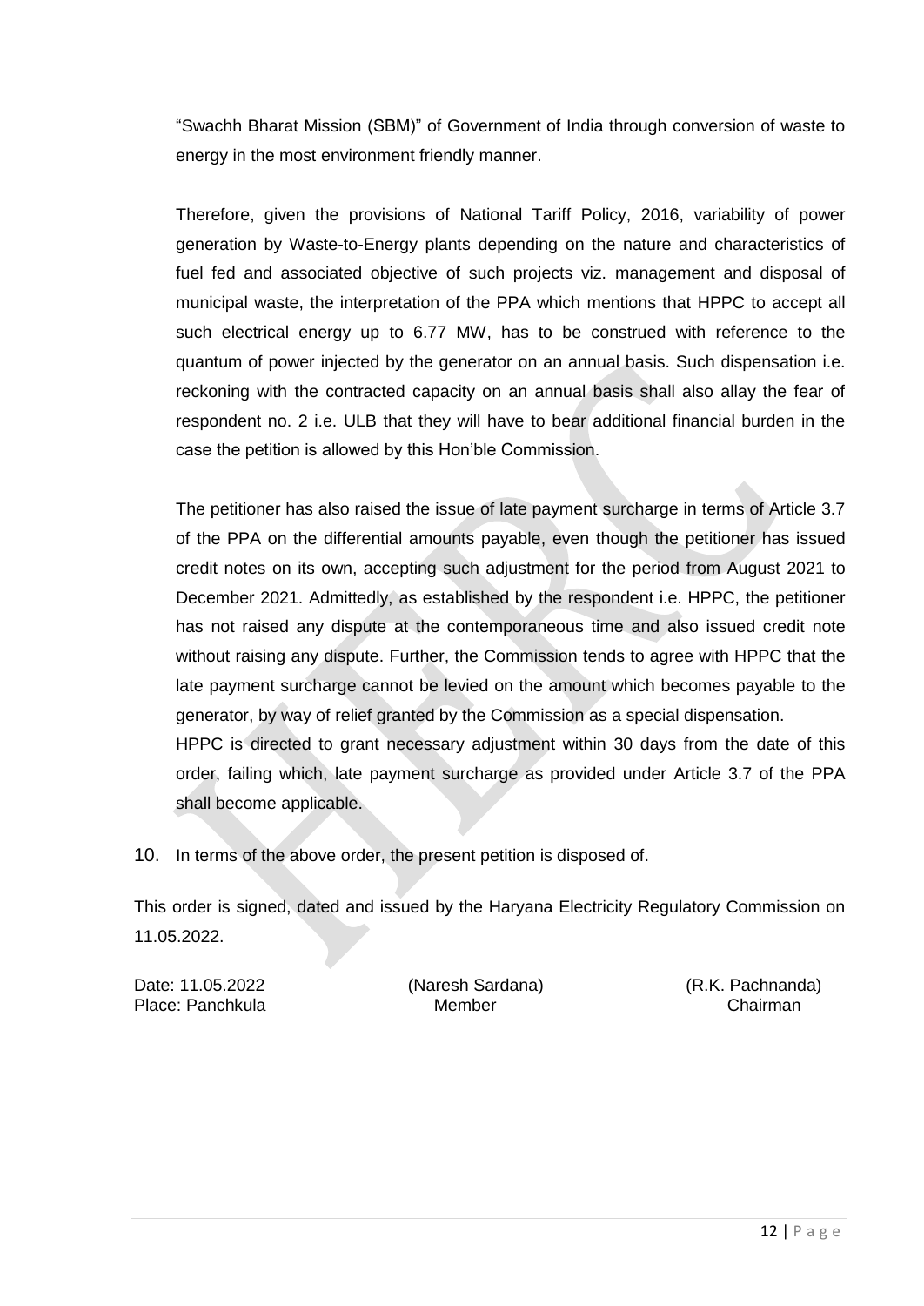"Swachh Bharat Mission (SBM)" of Government of India through conversion of waste to energy in the most environment friendly manner.

Therefore, given the provisions of National Tariff Policy, 2016, variability of power generation by Waste-to-Energy plants depending on the nature and characteristics of fuel fed and associated objective of such projects viz. management and disposal of municipal waste, the interpretation of the PPA which mentions that HPPC to accept all such electrical energy up to 6.77 MW, has to be construed with reference to the quantum of power injected by the generator on an annual basis. Such dispensation i.e. reckoning with the contracted capacity on an annual basis shall also allay the fear of respondent no. 2 i.e. ULB that they will have to bear additional financial burden in the case the petition is allowed by this Hon'ble Commission.

The petitioner has also raised the issue of late payment surcharge in terms of Article 3.7 of the PPA on the differential amounts payable, even though the petitioner has issued credit notes on its own, accepting such adjustment for the period from August 2021 to December 2021. Admittedly, as established by the respondent i.e. HPPC, the petitioner has not raised any dispute at the contemporaneous time and also issued credit note without raising any dispute. Further, the Commission tends to agree with HPPC that the late payment surcharge cannot be levied on the amount which becomes payable to the generator, by way of relief granted by the Commission as a special dispensation.

HPPC is directed to grant necessary adjustment within 30 days from the date of this order, failing which, late payment surcharge as provided under Article 3.7 of the PPA shall become applicable.

10. In terms of the above order, the present petition is disposed of.

This order is signed, dated and issued by the Haryana Electricity Regulatory Commission on 11.05.2022.

Date: 11.05.2022
Place: Panchkula

(Naresh Sardana)
Member

(R.K. Pachnanda)
Chairman